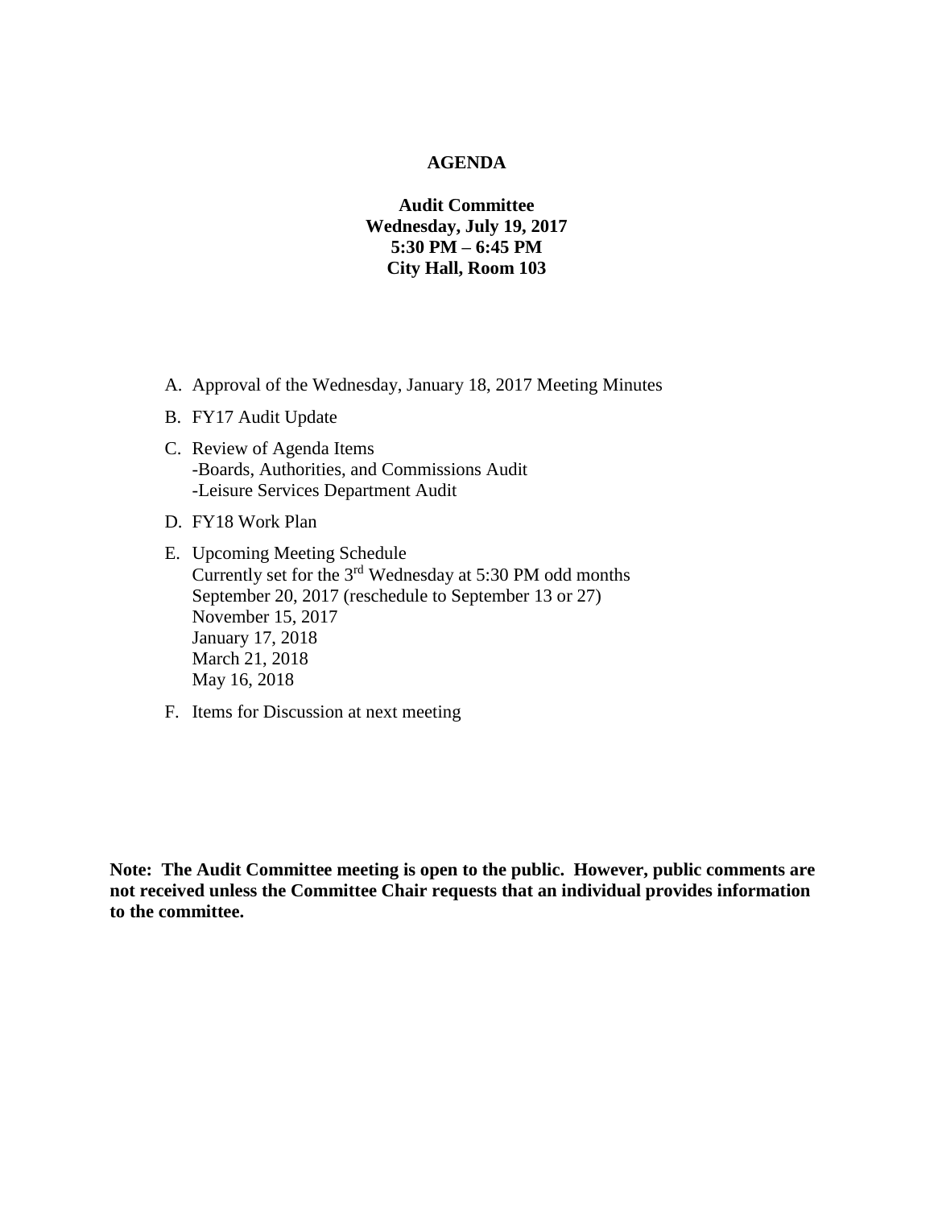# AGENDA

**Audit Committee**
**Wednesday, July 19, 2017**
**5:30 PM – 6:45 PM**
**City Hall, Room 103**

A. Approval of the Wednesday, January 18, 2017 Meeting Minutes

B. FY17 Audit Update

C. Review of Agenda Items
   -Boards, Authorities, and Commissions Audit
   -Leisure Services Department Audit

D. FY18 Work Plan

E. Upcoming Meeting Schedule
   Currently set for the 3rd Wednesday at 5:30 PM odd months
   September 20, 2017 (reschedule to September 13 or 27)
   November 15, 2017
   January 17, 2018
   March 21, 2018
   May 16, 2018

F. Items for Discussion at next meeting

**Note: The Audit Committee meeting is open to the public. However, public comments are not received unless the Committee Chair requests that an individual provides information to the committee.**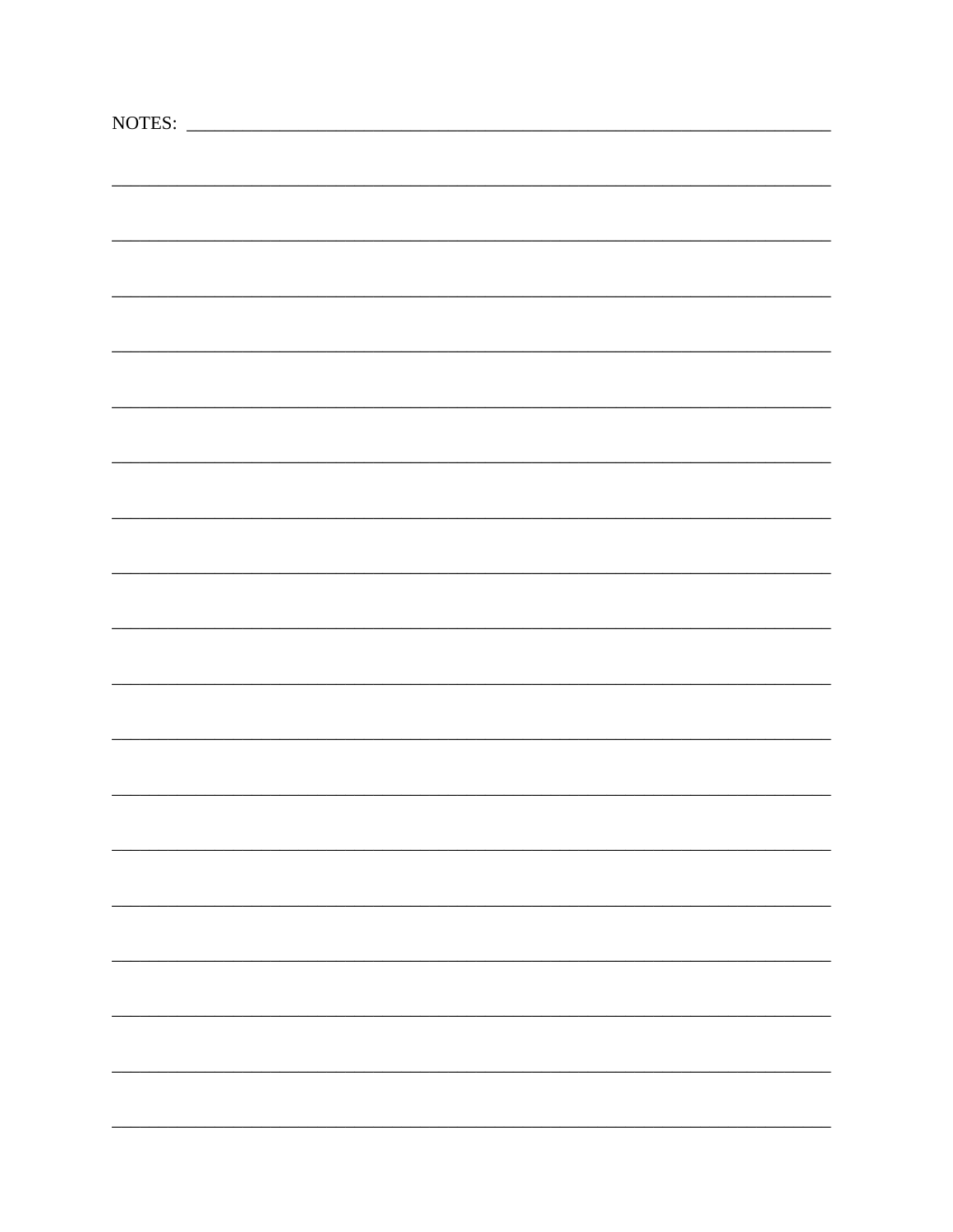NOTES: ____________________________________________________________________________

_____________________________________________________________________________________

_____________________________________________________________________________________

_____________________________________________________________________________________

_____________________________________________________________________________________

_____________________________________________________________________________________

_____________________________________________________________________________________

_____________________________________________________________________________________

_____________________________________________________________________________________

_____________________________________________________________________________________

_____________________________________________________________________________________

_____________________________________________________________________________________

_____________________________________________________________________________________

_____________________________________________________________________________________

_____________________________________________________________________________________

_____________________________________________________________________________________

_____________________________________________________________________________________

_____________________________________________________________________________________

_____________________________________________________________________________________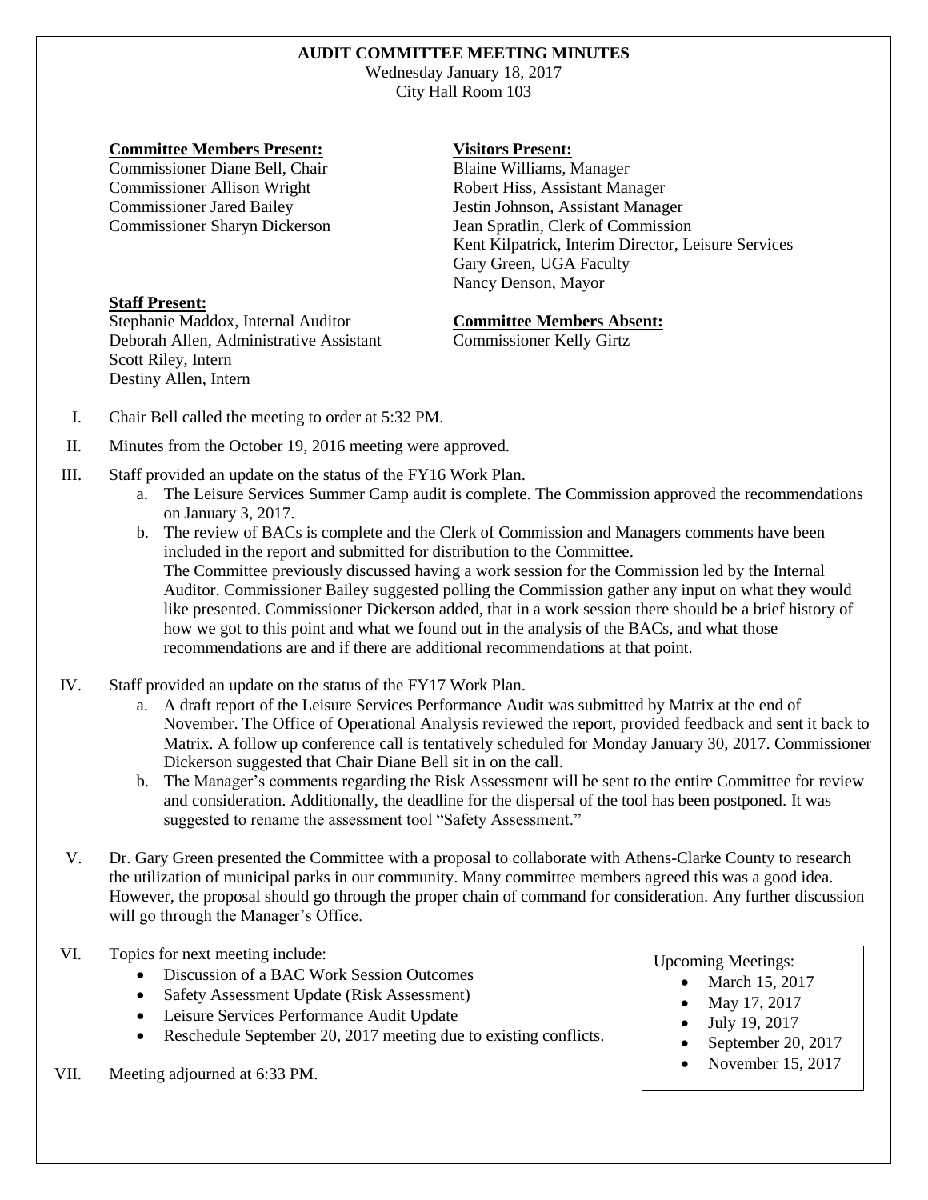# AUDIT COMMITTEE MEETING MINUTES

Wednesday January 18, 2017
City Hall Room 103

**Committee Members Present:**
Commissioner Diane Bell, Chair
Commissioner Allison Wright
Commissioner Jared Bailey
Commissioner Sharyn Dickerson

**Visitors Present:**
Blaine Williams, Manager
Robert Hiss, Assistant Manager
Jestin Johnson, Assistant Manager
Jean Spratlin, Clerk of Commission
Kent Kilpatrick, Interim Director, Leisure Services
Gary Green, UGA Faculty
Nancy Denson, Mayor

**Staff Present:**
Stephanie Maddox, Internal Auditor
Deborah Allen, Administrative Assistant
Scott Riley, Intern
Destiny Allen, Intern

**Committee Members Absent:**
Commissioner Kelly Girtz

I. Chair Bell called the meeting to order at 5:32 PM.

II. Minutes from the October 19, 2016 meeting were approved.

III. Staff provided an update on the status of the FY16 Work Plan.
   a. The Leisure Services Summer Camp audit is complete. The Commission approved the recommendations on January 3, 2017.
   b. The review of BACs is complete and the Clerk of Commission and Managers comments have been included in the report and submitted for distribution to the Committee.
   The Committee previously discussed having a work session for the Commission led by the Internal Auditor. Commissioner Bailey suggested polling the Commission gather any input on what they would like presented. Commissioner Dickerson added, that in a work session there should be a brief history of how we got to this point and what we found out in the analysis of the BACs, and what those recommendations are and if there are additional recommendations at that point.

IV. Staff provided an update on the status of the FY17 Work Plan.
   a. A draft report of the Leisure Services Performance Audit was submitted by Matrix at the end of November. The Office of Operational Analysis reviewed the report, provided feedback and sent it back to Matrix. A follow up conference call is tentatively scheduled for Monday January 30, 2017. Commissioner Dickerson suggested that Chair Diane Bell sit in on the call.
   b. The Manager's comments regarding the Risk Assessment will be sent to the entire Committee for review and consideration. Additionally, the deadline for the dispersal of the tool has been postponed. It was suggested to rename the assessment tool "Safety Assessment."

V. Dr. Gary Green presented the Committee with a proposal to collaborate with Athens-Clarke County to research the utilization of municipal parks in our community. Many committee members agreed this was a good idea. However, the proposal should go through the proper chain of command for consideration. Any further discussion will go through the Manager's Office.

VI. Topics for next meeting include:
   - Discussion of a BAC Work Session Outcomes
   - Safety Assessment Update (Risk Assessment)
   - Leisure Services Performance Audit Update
   - Reschedule September 20, 2017 meeting due to existing conflicts.

VII. Meeting adjourned at 6:33 PM.

Upcoming Meetings:
- March 15, 2017
- May 17, 2017
- July 19, 2017
- September 20, 2017
- November 15, 2017